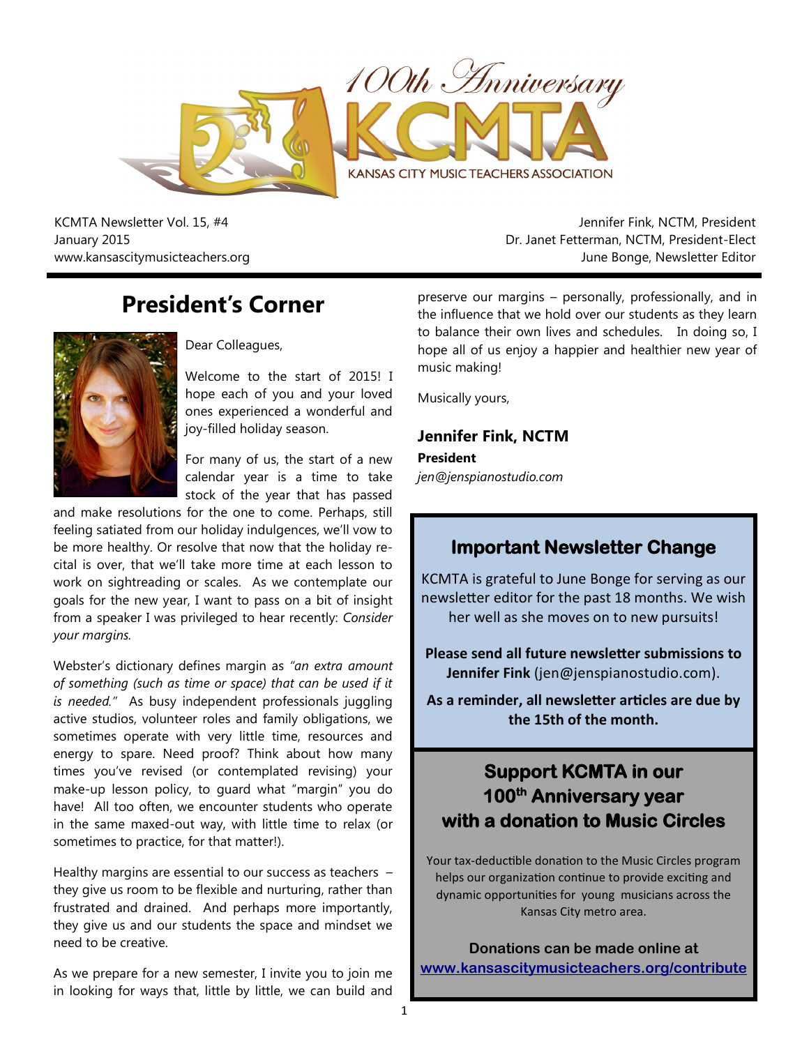# 100th Anniversary KCMTA

KANSAS CITY MUSIC TEACHERS ASSOCIATION

KCMTA Newsletter Vol. 15, #4
January 2015
www.kansascitymusicteachers.org

Jennifer Fink, NCTM, President
Dr. Janet Fetterman, NCTM, President-Elect
June Bonge, Newsletter Editor

## President's Corner

Dear Colleagues,

Welcome to the start of 2015! I hope each of you and your loved ones experienced a wonderful and joy-filled holiday season.

For many of us, the start of a new calendar year is a time to take stock of the year that has passed and make resolutions for the one to come. Perhaps, still feeling satiated from our holiday indulgences, we'll vow to be more healthy. Or resolve that now that the holiday recital is over, that we'll take more time at each lesson to work on sightreading or scales. As we contemplate our goals for the new year, I want to pass on a bit of insight from a speaker I was privileged to hear recently: *Consider your margins.*

Webster's dictionary defines margin as *"an extra amount of something (such as time or space) that can be used if it is needed."* As busy independent professionals juggling active studios, volunteer roles and family obligations, we sometimes operate with very little time, resources and energy to spare. Need proof? Think about how many times you've revised (or contemplated revising) your make-up lesson policy, to guard what "margin" you do have! All too often, we encounter students who operate in the same maxed-out way, with little time to relax (or sometimes to practice, for that matter!).

Healthy margins are essential to our success as teachers – they give us room to be flexible and nurturing, rather than frustrated and drained. And perhaps more importantly, they give us and our students the space and mindset we need to be creative.

As we prepare for a new semester, I invite you to join me in looking for ways that, little by little, we can build and preserve our margins – personally, professionally, and in the influence that we hold over our students as they learn to balance their own lives and schedules. In doing so, I hope all of us enjoy a happier and healthier new year of music making!

Musically yours,

**Jennifer Fink, NCTM**
**President**
*jen@jenspianostudio.com*

## Important Newsletter Change

KCMTA is grateful to June Bonge for serving as our newsletter editor for the past 18 months. We wish her well as she moves on to new pursuits!

**Please send all future newsletter submissions to Jennifer Fink** (jen@jenspianostudio.com).

**As a reminder, all newsletter articles are due by the 15th of the month.**

## Support KCMTA in our 100th Anniversary year with a donation to Music Circles

Your tax-deductible donation to the Music Circles program helps our organization continue to provide exciting and dynamic opportunities for young musicians across the Kansas City metro area.

**Donations can be made online at**
**www.kansascitymusicteachers.org/contribute**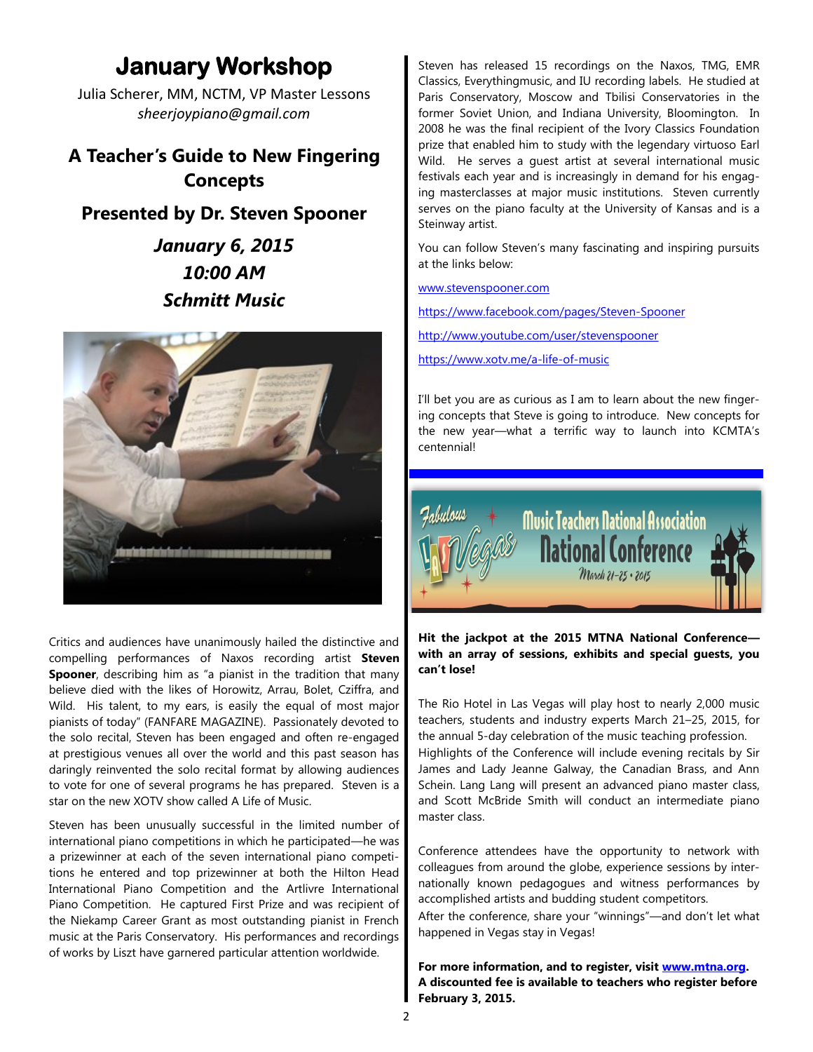# January Workshop

Julia Scherer, MM, NCTM, VP Master Lessons
*sheerjoypiano@gmail.com*

## A Teacher's Guide to New Fingering Concepts

## Presented by Dr. Steven Spooner

***January 6, 2015***
***10:00 AM***
***Schmitt Music***

Critics and audiences have unanimously hailed the distinctive and compelling performances of Naxos recording artist **Steven Spooner**, describing him as "a pianist in the tradition that many believe died with the likes of Horowitz, Arrau, Bolet, Cziffra, and Wild. His talent, to my ears, is easily the equal of most major pianists of today" (FANFARE MAGAZINE). Passionately devoted to the solo recital, Steven has been engaged and often re-engaged at prestigious venues all over the world and this past season has daringly reinvented the solo recital format by allowing audiences to vote for one of several programs he has prepared. Steven is a star on the new XOTV show called A Life of Music.

Steven has been unusually successful in the limited number of international piano competitions in which he participated—he was a prizewinner at each of the seven international piano competitions he entered and top prizewinner at both the Hilton Head International Piano Competition and the Artlivre International Piano Competition. He captured First Prize and was recipient of the Niekamp Career Grant as most outstanding pianist in French music at the Paris Conservatory. His performances and recordings of works by Liszt have garnered particular attention worldwide.

Steven has released 15 recordings on the Naxos, TMG, EMR Classics, Everythingmusic, and IU recording labels. He studied at Paris Conservatory, Moscow and Tbilisi Conservatories in the former Soviet Union, and Indiana University, Bloomington. In 2008 he was the final recipient of the Ivory Classics Foundation prize that enabled him to study with the legendary virtuoso Earl Wild. He serves a guest artist at several international music festivals each year and is increasingly in demand for his engaging masterclasses at major music institutions. Steven currently serves on the piano faculty at the University of Kansas and is a Steinway artist.

You can follow Steven's many fascinating and inspiring pursuits at the links below:

www.stevenspooner.com

https://www.facebook.com/pages/Steven-Spooner

http://www.youtube.com/user/stevenspooner

https://www.xotv.me/a-life-of-music

I'll bet you are as curious as I am to learn about the new fingering concepts that Steve is going to introduce. New concepts for the new year—what a terrific way to launch into KCMTA's centennial!

Fabulous Las Vegas — Music Teachers National Association National Conference, March 21–25 • 2015

**Hit the jackpot at the 2015 MTNA National Conference—with an array of sessions, exhibits and special guests, you can't lose!**

The Rio Hotel in Las Vegas will play host to nearly 2,000 music teachers, students and industry experts March 21–25, 2015, for the annual 5-day celebration of the music teaching profession. Highlights of the Conference will include evening recitals by Sir James and Lady Jeanne Galway, the Canadian Brass, and Ann Schein. Lang Lang will present an advanced piano master class, and Scott McBride Smith will conduct an intermediate piano master class.

Conference attendees have the opportunity to network with colleagues from around the globe, experience sessions by internationally known pedagogues and witness performances by accomplished artists and budding student competitors.
After the conference, share your "winnings"—and don't let what happened in Vegas stay in Vegas!

**For more information, and to register, visit www.mtna.org. A discounted fee is available to teachers who register before February 3, 2015.**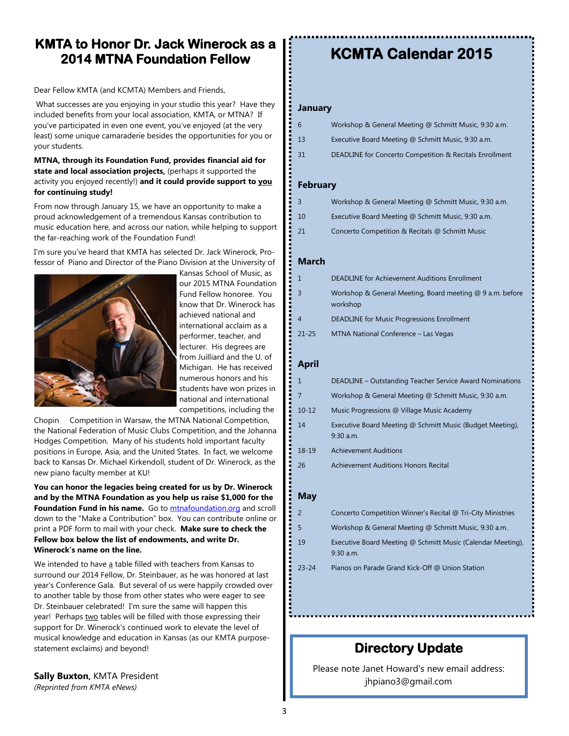# KMTA to Honor Dr. Jack Winerock as a 2014 MTNA Foundation Fellow

Dear Fellow KMTA (and KCMTA) Members and Friends,

What successes are you enjoying in your studio this year? Have they included benefits from your local association, KMTA, or MTNA? If you've participated in even one event, you've enjoyed (at the very least) some unique camaraderie besides the opportunities for you or your students.

**MTNA, through its Foundation Fund, provides financial aid for state and local association projects,** (perhaps it supported the activity you enjoyed recently!) **and it could provide support to you for continuing study!**

From now through January 15, we have an opportunity to make a proud acknowledgement of a tremendous Kansas contribution to music education here, and across our nation, while helping to support the far-reaching work of the Foundation Fund!

I'm sure you've heard that KMTA has selected Dr. Jack Winerock, Professor of Piano and Director of the Piano Division at the University of Kansas School of Music, as our 2015 MTNA Foundation Fund Fellow honoree. You know that Dr. Winerock has achieved national and international acclaim as a performer, teacher, and lecturer. His degrees are from Juilliard and the U. of Michigan. He has received numerous honors and his students have won prizes in national and international competitions, including the Chopin Competition in Warsaw, the MTNA National Competition, the National Federation of Music Clubs Competition, and the Johanna Hodges Competition. Many of his students hold important faculty positions in Europe, Asia, and the United States. In fact, we welcome back to Kansas Dr. Michael Kirkendoll, student of Dr. Winerock, as the new piano faculty member at KU!

**You can honor the legacies being created for us by Dr. Winerock and by the MTNA Foundation as you help us raise $1,000 for the Foundation Fund in his name.** Go to mtnafoundation.org and scroll down to the "Make a Contribution" box. You can contribute online or print a PDF form to mail with your check. **Make sure to check the Fellow box below the list of endowments, and write Dr. Winerock's name on the line.**

We intended to have a table filled with teachers from Kansas to surround our 2014 Fellow, Dr. Steinbauer, as he was honored at last year's Conference Gala. But several of us were happily crowded over to another table by those from other states who were eager to see Dr. Steinbauer celebrated! I'm sure the same will happen this year! Perhaps two tables will be filled with those expressing their support for Dr. Winerock's continued work to elevate the level of musical knowledge and education in Kansas (as our KMTA purpose-statement exclaims) and beyond!

**Sally Buxton,** KMTA President
*(Reprinted from KMTA eNews)*

# KCMTA Calendar 2015

## January

| | |
|---|---|
| 6 | Workshop & General Meeting @ Schmitt Music, 9:30 a.m. |
| 13 | Executive Board Meeting @ Schmitt Music, 9:30 a.m. |
| 31 | DEADLINE for Concerto Competition & Recitals Enrollment |

## February

| | |
|---|---|
| 3 | Workshop & General Meeting @ Schmitt Music, 9:30 a.m. |
| 10 | Executive Board Meeting @ Schmitt Music, 9:30 a.m. |
| 21 | Concerto Competition & Recitals @ Schmitt Music |

## March

| | |
|---|---|
| 1 | DEADLINE for Achievement Auditions Enrollment |
| 3 | Workshop & General Meeting, Board meeting @ 9 a.m. before workshop |
| 4 | DEADLINE for Music Progressions Enrollment |
| 21-25 | MTNA National Conference – Las Vegas |

## April

| | |
|---|---|
| 1 | DEADLINE – Outstanding Teacher Service Award Nominations |
| 7 | Workshop & General Meeting @ Schmitt Music, 9:30 a.m. |
| 10-12 | Music Progressions @ Village Music Academy |
| 14 | Executive Board Meeting @ Schmitt Music (Budget Meeting), 9:30 a.m. |
| 18-19 | Achievement Auditions |
| 26 | Achievement Auditions Honors Recital |

## May

| | |
|---|---|
| 2 | Concerto Competition Winner's Recital @ Tri-City Ministries |
| 5 | Workshop & General Meeting @ Schmitt Music, 9:30 a.m. |
| 19 | Executive Board Meeting @ Schmitt Music (Calendar Meeting), 9:30 a.m. |
| 23-24 | Pianos on Parade Grand Kick-Off @ Union Station |

# Directory Update

Please note Janet Howard's new email address:
jhpiano3@gmail.com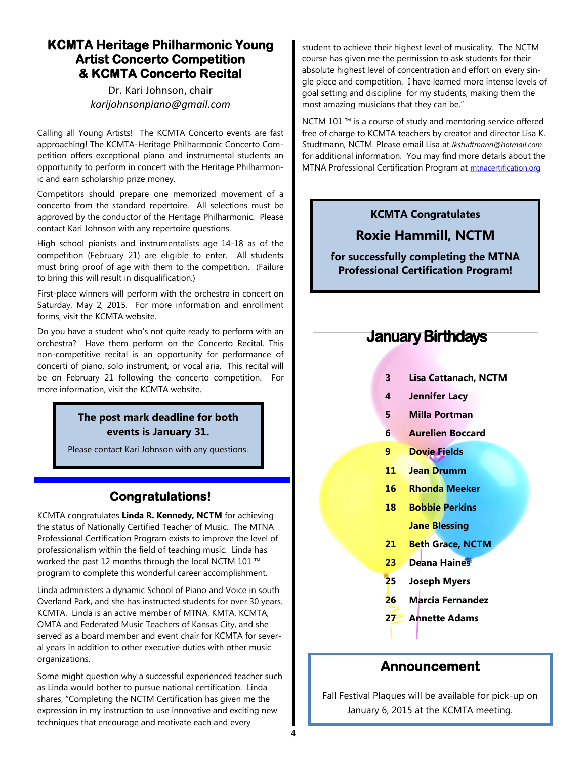## KCMTA Heritage Philharmonic Young Artist Concerto Competition & KCMTA Concerto Recital

Dr. Kari Johnson, chair
*karijohnsonpiano@gmail.com*

Calling all Young Artists! The KCMTA Concerto events are fast approaching! The KCMTA-Heritage Philharmonic Concerto Competition offers exceptional piano and instrumental students an opportunity to perform in concert with the Heritage Philharmonic and earn scholarship prize money.

Competitors should prepare one memorized movement of a concerto from the standard repertoire. All selections must be approved by the conductor of the Heritage Philharmonic. Please contact Kari Johnson with any repertoire questions.

High school pianists and instrumentalists age 14-18 as of the competition (February 21) are eligible to enter. All students must bring proof of age with them to the competition. (Failure to bring this will result in disqualification.)

First-place winners will perform with the orchestra in concert on Saturday, May 2, 2015. For more information and enrollment forms, visit the KCMTA website.

Do you have a student who's not quite ready to perform with an orchestra? Have them perform on the Concerto Recital. This non-competitive recital is an opportunity for performance of concerti of piano, solo instrument, or vocal aria. This recital will be on February 21 following the concerto competition. For more information, visit the KCMTA website.

**The post mark deadline for both events is January 31.**

Please contact Kari Johnson with any questions.

## Congratulations!

KCMTA congratulates **Linda R. Kennedy, NCTM** for achieving the status of Nationally Certified Teacher of Music. The MTNA Professional Certification Program exists to improve the level of professionalism within the field of teaching music. Linda has worked the past 12 months through the local NCTM 101 ™ program to complete this wonderful career accomplishment.

Linda administers a dynamic School of Piano and Voice in south Overland Park, and she has instructed students for over 30 years. KCMTA. Linda is an active member of MTNA, KMTA, KCMTA, OMTA and Federated Music Teachers of Kansas City, and she served as a board member and event chair for KCMTA for several years in addition to other executive duties with other music organizations.

Some might question why a successful experienced teacher such as Linda would bother to pursue national certification. Linda shares, "Completing the NCTM Certification has given me the expression in my instruction to use innovative and exciting new techniques that encourage and motivate each and every student to achieve their highest level of musicality. The NCTM course has given me the permission to ask students for their absolute highest level of concentration and effort on every single piece and competition. I have learned more intense levels of goal setting and discipline for my students, making them the most amazing musicians that they can be."

NCTM 101 ™ is a course of study and mentoring service offered free of charge to KCMTA teachers by creator and director Lisa K. Studtmann, NCTM. Please email Lisa at *lkstudtmann@hotmail.com* for additional information. You may find more details about the MTNA Professional Certification Program at mtnacertification.org

**KCMTA Congratulates**

**Roxie Hammill, NCTM**

**for successfully completing the MTNA Professional Certification Program!**

## January Birthdays

| | |
|---|---|
| **3** | **Lisa Cattanach, NCTM** |
| **4** | **Jennifer Lacy** |
| **5** | **Milla Portman** |
| **6** | **Aurelien Boccard** |
| **9** | **Dovie Fields** |
| **11** | **Jean Drumm** |
| **16** | **Rhonda Meeker** |
| **18** | **Bobbie Perkins** |
| | **Jane Blessing** |
| **21** | **Beth Grace, NCTM** |
| **23** | **Deana Haines** |
| **25** | **Joseph Myers** |
| **26** | **Marcia Fernandez** |
| **27** | **Annette Adams** |

## Announcement

Fall Festival Plaques will be available for pick-up on January 6, 2015 at the KCMTA meeting.